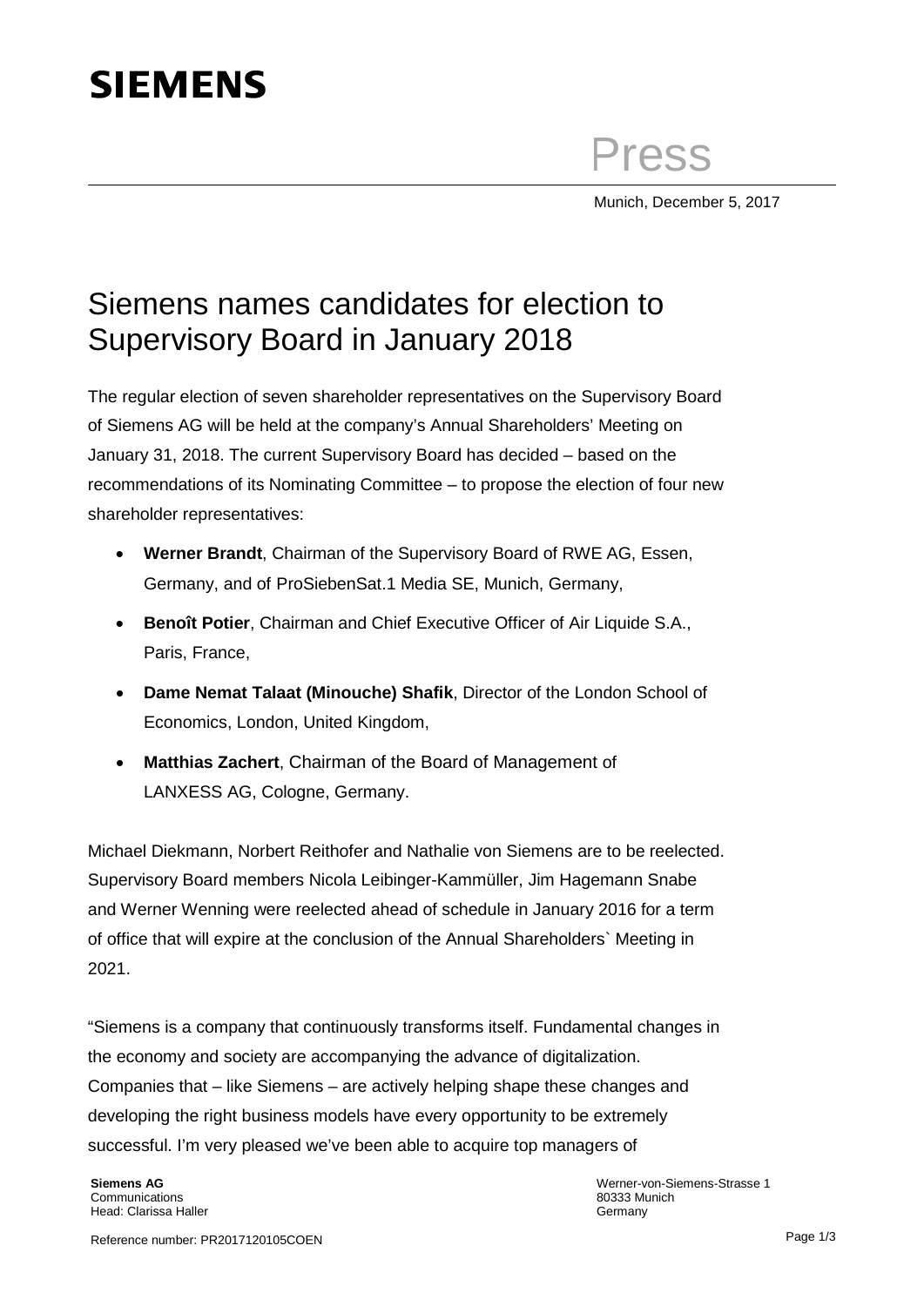# SIEMENS

Press

Munich, December 5, 2017

# Siemens names candidates for election to Supervisory Board in January 2018

The regular election of seven shareholder representatives on the Supervisory Board of Siemens AG will be held at the company's Annual Shareholders' Meeting on January 31, 2018. The current Supervisory Board has decided – based on the recommendations of its Nominating Committee – to propose the election of four new shareholder representatives:

- **Werner Brandt**, Chairman of the Supervisory Board of RWE AG, Essen, Germany, and of ProSiebenSat.1 Media SE, Munich, Germany,
- **Benoît Potier**, Chairman and Chief Executive Officer of Air Liquide S.A., Paris, France,
- **Dame Nemat Talaat (Minouche) Shafik**, Director of the London School of Economics, London, United Kingdom,
- **Matthias Zachert**, Chairman of the Board of Management of LANXESS AG, Cologne, Germany.

Michael Diekmann, Norbert Reithofer and Nathalie von Siemens are to be reelected. Supervisory Board members Nicola Leibinger-Kammüller, Jim Hagemann Snabe and Werner Wenning were reelected ahead of schedule in January 2016 for a term of office that will expire at the conclusion of the Annual Shareholders` Meeting in 2021.

"Siemens is a company that continuously transforms itself. Fundamental changes in the economy and society are accompanying the advance of digitalization. Companies that – like Siemens – are actively helping shape these changes and developing the right business models have every opportunity to be extremely successful. I'm very pleased we've been able to acquire top managers of

**Siemens AG**
Communications
Head: Clarissa Haller

Werner-von-Siemens-Strasse 1
80333 Munich
Germany

Reference number: PR2017120105COEN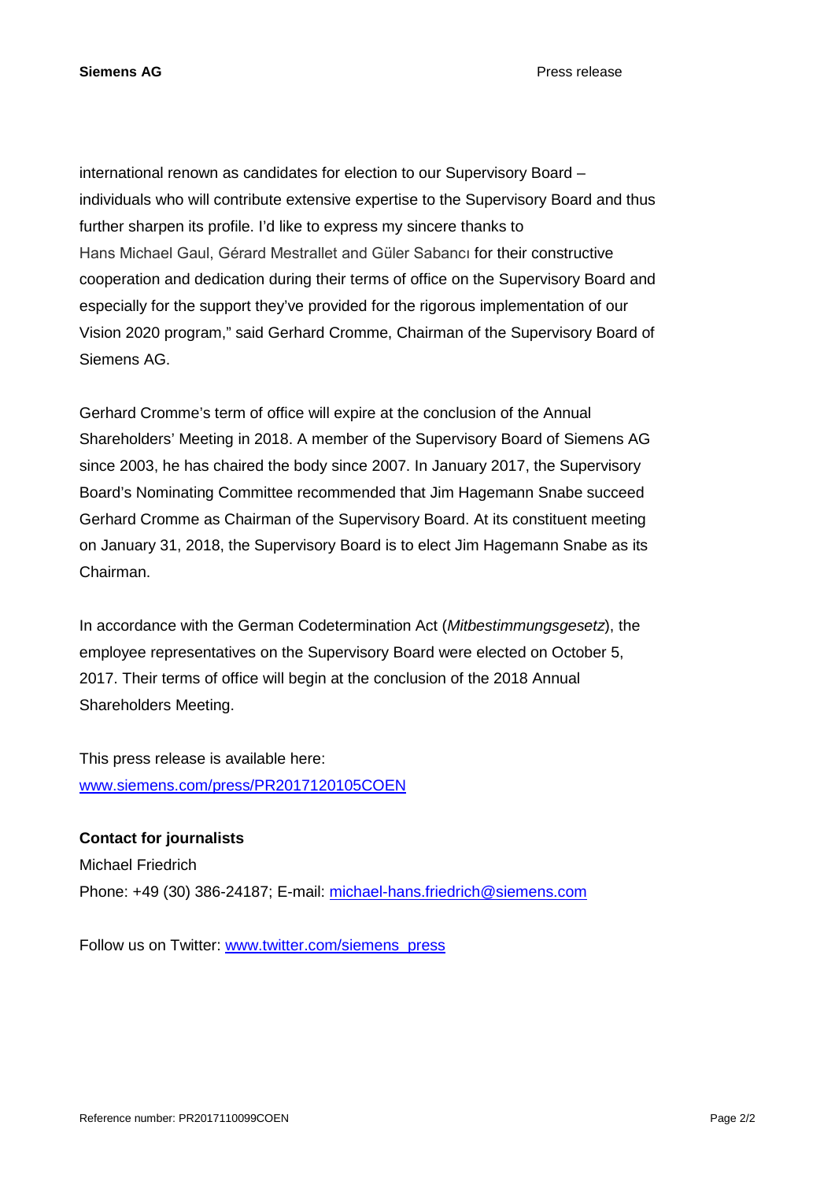international renown as candidates for election to our Supervisory Board – individuals who will contribute extensive expertise to the Supervisory Board and thus further sharpen its profile. I'd like to express my sincere thanks to Hans Michael Gaul, Gérard Mestrallet and Güler Sabancı for their constructive cooperation and dedication during their terms of office on the Supervisory Board and especially for the support they've provided for the rigorous implementation of our Vision 2020 program," said Gerhard Cromme, Chairman of the Supervisory Board of Siemens AG.

Gerhard Cromme's term of office will expire at the conclusion of the Annual Shareholders' Meeting in 2018. A member of the Supervisory Board of Siemens AG since 2003, he has chaired the body since 2007. In January 2017, the Supervisory Board's Nominating Committee recommended that Jim Hagemann Snabe succeed Gerhard Cromme as Chairman of the Supervisory Board. At its constituent meeting on January 31, 2018, the Supervisory Board is to elect Jim Hagemann Snabe as its Chairman.

In accordance with the German Codetermination Act (*Mitbestimmungsgesetz*), the employee representatives on the Supervisory Board were elected on October 5, 2017. Their terms of office will begin at the conclusion of the 2018 Annual Shareholders Meeting.

This press release is available here:
[www.siemens.com/press/PR2017120105COEN](http://www.siemens.com/press/PR2017120105COEN)

**Contact for journalists**
Michael Friedrich
Phone: +49 (30) 386-24187; E-mail: [michael-hans.friedrich@siemens.com](mailto:michael-hans.friedrich@siemens.com)

Follow us on Twitter: [www.twitter.com/siemens_press](http://www.twitter.com/siemens_press)

Reference number: PR2017110099COEN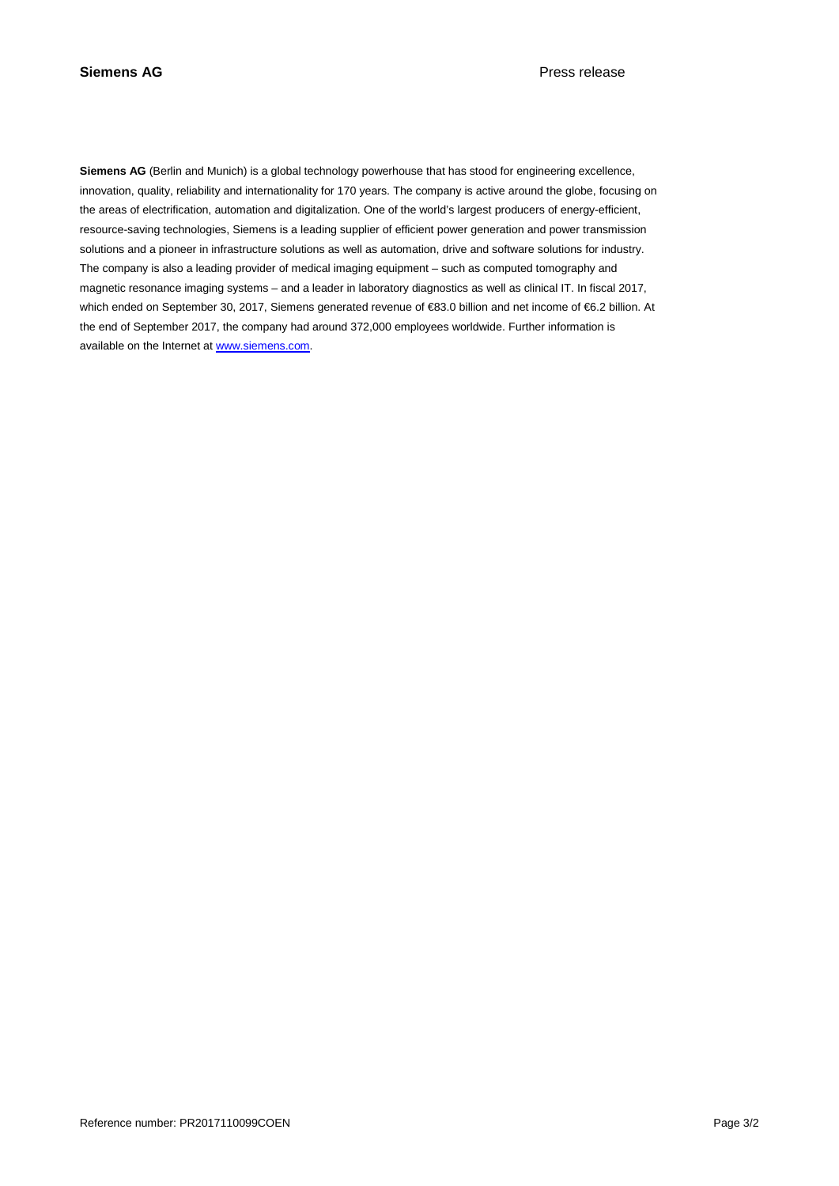**Siemens AG** (Berlin and Munich) is a global technology powerhouse that has stood for engineering excellence, innovation, quality, reliability and internationality for 170 years. The company is active around the globe, focusing on the areas of electrification, automation and digitalization. One of the world's largest producers of energy-efficient, resource-saving technologies, Siemens is a leading supplier of efficient power generation and power transmission solutions and a pioneer in infrastructure solutions as well as automation, drive and software solutions for industry. The company is also a leading provider of medical imaging equipment – such as computed tomography and magnetic resonance imaging systems – and a leader in laboratory diagnostics as well as clinical IT. In fiscal 2017, which ended on September 30, 2017, Siemens generated revenue of €83.0 billion and net income of €6.2 billion. At the end of September 2017, the company had around 372,000 employees worldwide. Further information is available on the Internet at www.siemens.com.

Reference number: PR2017110099COEN